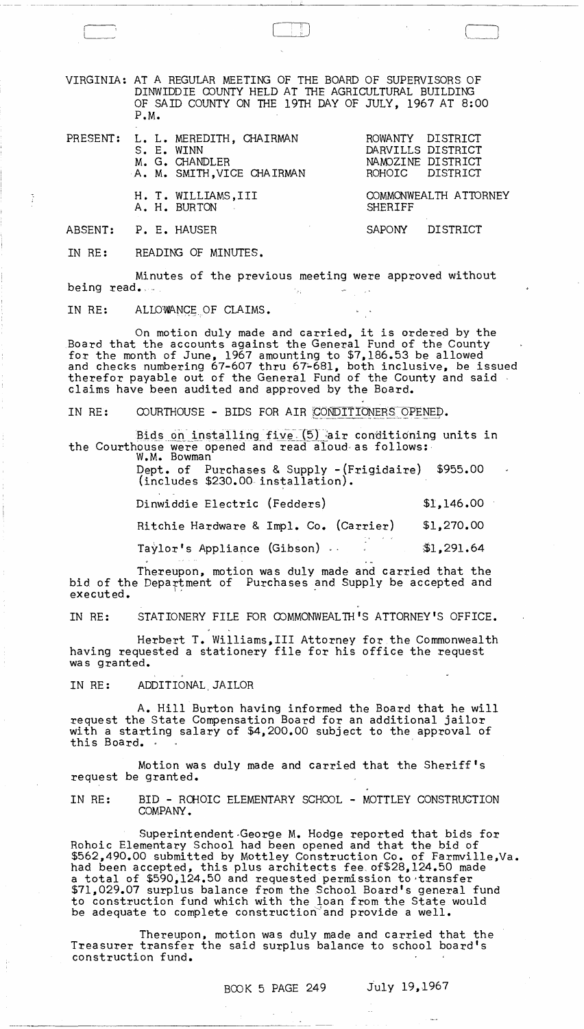VIRGINIA: AT A REGULAR MEETING OF THE BOARD OF SUPERVISORS OF DINWIDDIE COUNTY HELD AT THE AGRICULTURAL BUILDING OF SAID COUNTY ON THE 19TH DAY OF JULY, 1967 AT 8:00 P.M.

| | | |
|---|---|---|
| PRESENT: | L. L. MEREDITH, CHAIRMAN | ROWANTY DISTRICT |
| | S. E. WINN | DARVILLS DISTRICT |
| | M. G. CHANDLER | NAMOZINE DISTRICT |
| | A. M. SMITH, VICE CHAIRMAN | ROHOIC DISTRICT |
| | H. T. WILLIAMS, III | COMMONWEALTH ATTORNEY |
| | A. H. BURTON | SHERIFF |
| ABSENT: | P. E. HAUSER | SAPONY DISTRICT |

IN RE: READING OF MINUTES.

Minutes of the previous meeting were approved without being read.

IN RE: ALLOWANCE OF CLAIMS.

On motion duly made and carried, it is ordered by the Board that the accounts against the General Fund of the County for the month of June, 1967 amounting to $7,186.53 be allowed and checks numbering 67-607 thru 67-681, both inclusive, be issued therefor payable out of the General Fund of the County and said claims have been audited and approved by the Board.

IN RE: COURTHOUSE - BIDS FOR AIR CONDITIONERS OPENED.

Bids on installing five (5) air conditioning units in the Courthouse were opened and read aloud as follows:

| | |
|---|---|
| W.M. Bowman Dept. of Purchases & Supply - (Frigidaire) (includes $230.00 installation). | $955.00 |
| Dinwiddie Electric (Fedders) | $1,146.00 |
| Ritchie Hardware & Impl. Co. (Carrier) | $1,270.00 |
| Taylor's Appliance (Gibson) | $1,291.64 |

Thereupon, motion was duly made and carried that the bid of the Department of Purchases and Supply be accepted and executed.

IN RE: STATIONERY FILE FOR COMMONWEALTH'S ATTORNEY'S OFFICE.

Herbert T. Williams, III Attorney for the Commonwealth having requested a stationery file for his office the request was granted.

IN RE: ADDITIONAL JAILOR

A. Hill Burton having informed the Board that he will request the State Compensation Board for an additional jailor with a starting salary of $4,200.00 subject to the approval of this Board.

Motion was duly made and carried that the Sheriff's request be granted.

IN RE: BID - ROHOIC ELEMENTARY SCHOOL - MOTTLEY CONSTRUCTION COMPANY.

Superintendent George M. Hodge reported that bids for Rohoic Elementary School had been opened and that the bid of $562,490.00 submitted by Mottley Construction Co. of Farmville, Va. had been accepted, this plus architects fee of $28,124.50 made a total of $590,124.50 and requested permission to transfer $71,029.07 surplus balance from the School Board's general fund to construction fund which with the loan from the State would be adequate to complete construction and provide a well.

Thereupon, motion was duly made and carried that the Treasurer transfer the said surplus balance to school board's construction fund.

BOOK 5 PAGE 249 July 19, 1967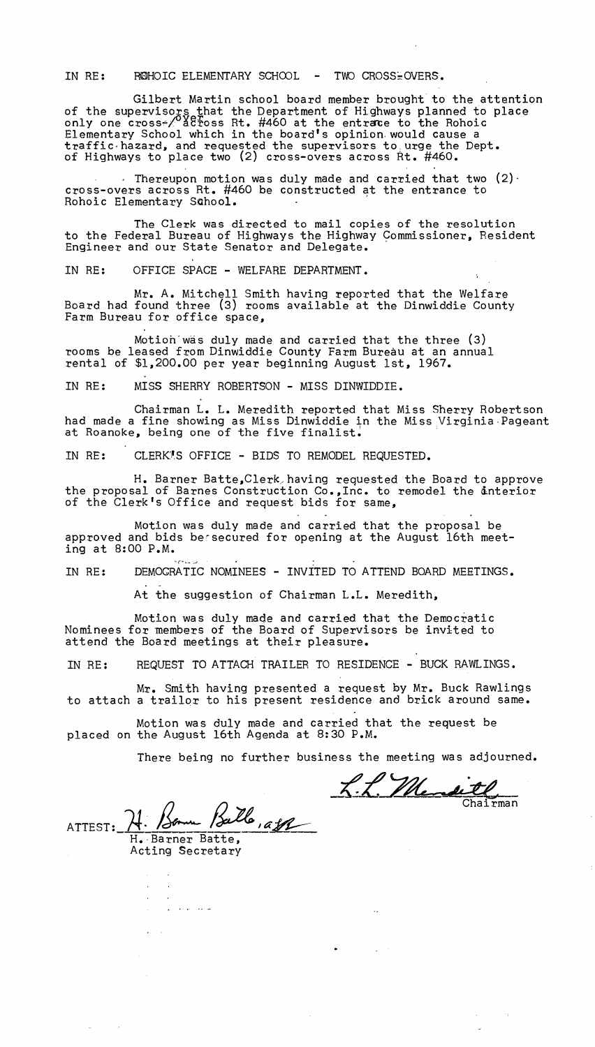IN RE: ROHOIC ELEMENTARY SCHOOL - TWO CROSS-OVERS.

Gilbert Martin school board member brought to the attention of the supervisors that the Department of Highways planned to place only one cross-over across Rt. #460 at the entrance to the Rohoic Elementary School which in the board's opinion would cause a traffic hazard, and requested the supervisors to urge the Dept. of Highways to place two (2) cross-overs across Rt. #460.

Thereupon motion was duly made and carried that two (2) cross-overs across Rt. #460 be constructed at the entrance to Rohoic Elementary School.

The Clerk was directed to mail copies of the resolution to the Federal Bureau of Highways the Highway Commissioner, Resident Engineer and our State Senator and Delegate.

IN RE: OFFICE SPACE - WELFARE DEPARTMENT.

Mr. A. Mitchell Smith having reported that the Welfare Board had found three (3) rooms available at the Dinwiddie County Farm Bureau for office space,

Motion was duly made and carried that the three (3) rooms be leased from Dinwiddie County Farm Bureau at an annual rental of $1,200.00 per year beginning August 1st, 1967.

IN RE: MISS SHERRY ROBERTSON - MISS DINWIDDIE.

Chairman L. L. Meredith reported that Miss Sherry Robertson had made a fine showing as Miss Dinwiddie in the Miss Virginia Pageant at Roanoke, being one of the five finalist.

IN RE: CLERK'S OFFICE - BIDS TO REMODEL REQUESTED.

H. Barner Batte, Clerk, having requested the Board to approve the proposal of Barnes Construction Co., Inc. to remodel the interior of the Clerk's Office and request bids for same,

Motion was duly made and carried that the proposal be approved and bids be secured for opening at the August 16th meeting at 8:00 P.M.

IN RE: DEMOCRATIC NOMINEES - INVITED TO ATTEND BOARD MEETINGS.

At the suggestion of Chairman L.L. Meredith,

Motion was duly made and carried that the Democratic Nominees for members of the Board of Supervisors be invited to attend the Board meetings at their pleasure.

IN RE: REQUEST TO ATTACH TRAILER TO RESIDENCE - BUCK RAWLINGS.

Mr. Smith having presented a request by Mr. Buck Rawlings to attach a trailor to his present residence and brick around same.

Motion was duly made and carried that the request be placed on the August 16th Agenda at 8:30 P.M.

There being no further business the meeting was adjourned.

L. L. Meredith
Chairman

ATTEST: H. Barner Batte, a.s.
H. Barner Batte,
Acting Secretary